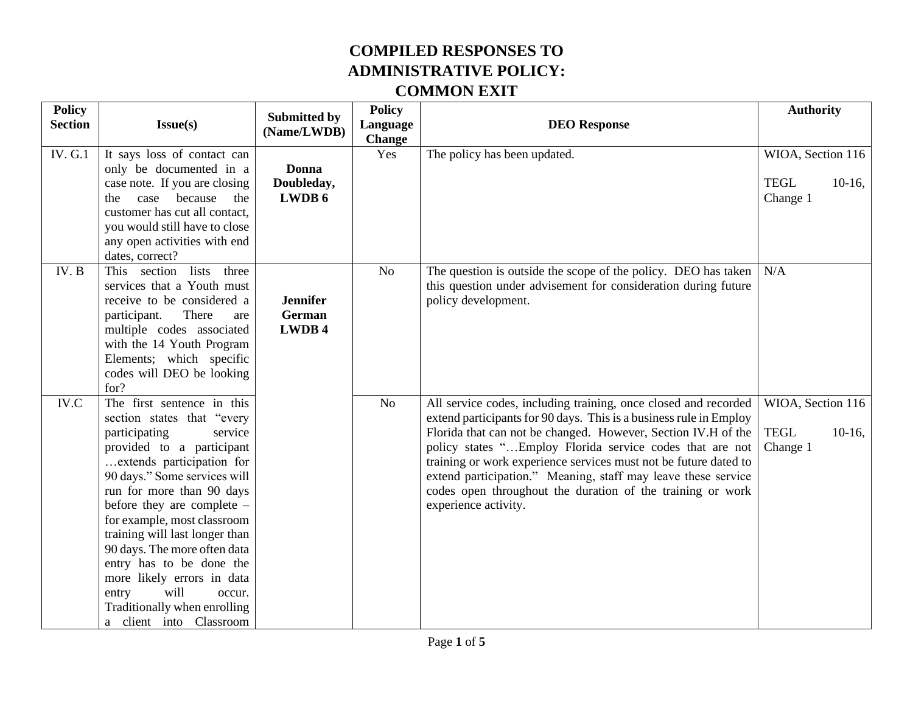# COMPILED RESPONSES TO ADMINISTRATIVE POLICY: COMMON EXIT

| Policy Section | Issue(s) | Submitted by (Name/LWDB) | Policy Language Change | DEO Response | Authority |
|---|---|---|---|---|---|
| IV. G.1 | It says loss of contact can only be documented in a case note. If you are closing the case because the customer has cut all contact, you would still have to close any open activities with end dates, correct? | **Donna Doubleday, LWDB 6** | Yes | The policy has been updated. | WIOA, Section 116<br><br>TEGL 10-16, Change 1 |
| IV. B | This section lists three services that a Youth must receive to be considered a participant. There are multiple codes associated with the 14 Youth Program Elements; which specific codes will DEO be looking for? | **Jennifer German LWDB 4** | No | The question is outside the scope of the policy. DEO has taken this question under advisement for consideration during future policy development. | N/A |
| IV.C | The first sentence in this section states that "every participating service provided to a participant …extends participation for 90 days." Some services will run for more than 90 days before they are complete – for example, most classroom training will last longer than 90 days. The more often data entry has to be done the more likely errors in data entry will occur. Traditionally when enrolling a client into Classroom | | No | All service codes, including training, once closed and recorded extend participants for 90 days. This is a business rule in Employ Florida that can not be changed. However, Section IV.H of the policy states "…Employ Florida service codes that are not training or work experience services must not be future dated to extend participation." Meaning, staff may leave these service codes open throughout the duration of the training or work experience activity. | WIOA, Section 116<br><br>TEGL 10-16, Change 1 |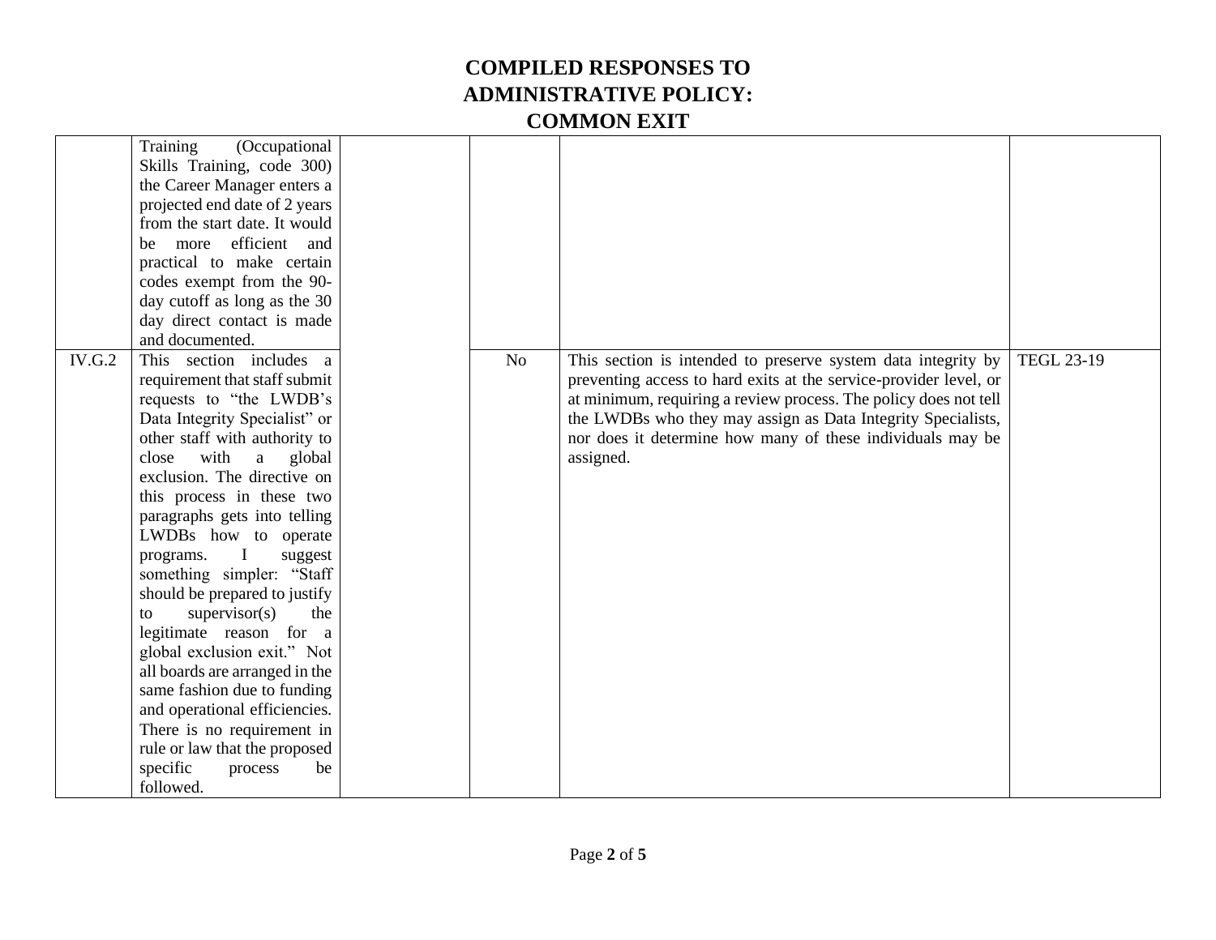# COMPILED RESPONSES TO ADMINISTRATIVE POLICY: COMMON EXIT

| | | | | | |
|---|---|---|---|---|---|
| | Training (Occupational Skills Training, code 300) the Career Manager enters a projected end date of 2 years from the start date. It would be more efficient and practical to make certain codes exempt from the 90-day cutoff as long as the 30 day direct contact is made and documented. | | | | |
| IV.G.2 | This section includes a requirement that staff submit requests to "the LWDB's Data Integrity Specialist" or other staff with authority to close with a global exclusion. The directive on this process in these two paragraphs gets into telling LWDBs how to operate programs. I suggest something simpler: "Staff should be prepared to justify to supervisor(s) the legitimate reason for a global exclusion exit." Not all boards are arranged in the same fashion due to funding and operational efficiencies. There is no requirement in rule or law that the proposed specific process be followed. | | No | This section is intended to preserve system data integrity by preventing access to hard exits at the service-provider level, or at minimum, requiring a review process. The policy does not tell the LWDBs who they may assign as Data Integrity Specialists, nor does it determine how many of these individuals may be assigned. | TEGL 23-19 |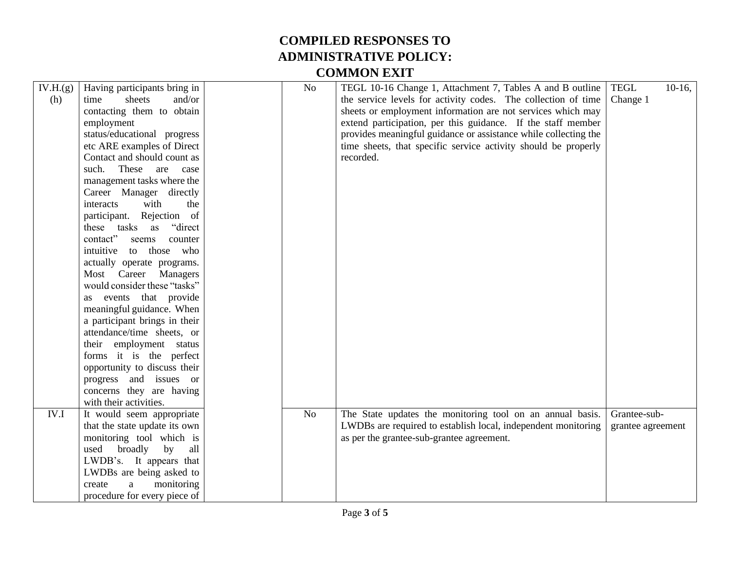# COMPILED RESPONSES TO ADMINISTRATIVE POLICY: COMMON EXIT

| | | | | | |
|---|---|---|---|---|---|
| IV.H.(g)(h) | Having participants bring in time sheets and/or contacting them to obtain employment status/educational progress etc ARE examples of Direct Contact and should count as such. These are case management tasks where the Career Manager directly interacts with the participant. Rejection of these tasks as "direct contact" seems counter intuitive to those who actually operate programs. Most Career Managers would consider these "tasks" as events that provide meaningful guidance. When a participant brings in their attendance/time sheets, or their employment status forms it is the perfect opportunity to discuss their progress and issues or concerns they are having with their activities. | | No | TEGL 10-16 Change 1, Attachment 7, Tables A and B outline the service levels for activity codes. The collection of time sheets or employment information are not services which may extend participation, per this guidance. If the staff member provides meaningful guidance or assistance while collecting the time sheets, that specific service activity should be properly recorded. | TEGL 10-16, Change 1 |
| IV.I | It would seem appropriate that the state update its own monitoring tool which is used broadly by all LWDB's. It appears that LWDBs are being asked to create a monitoring procedure for every piece of | | No | The State updates the monitoring tool on an annual basis. LWDBs are required to establish local, independent monitoring as per the grantee-sub-grantee agreement. | Grantee-sub-grantee agreement |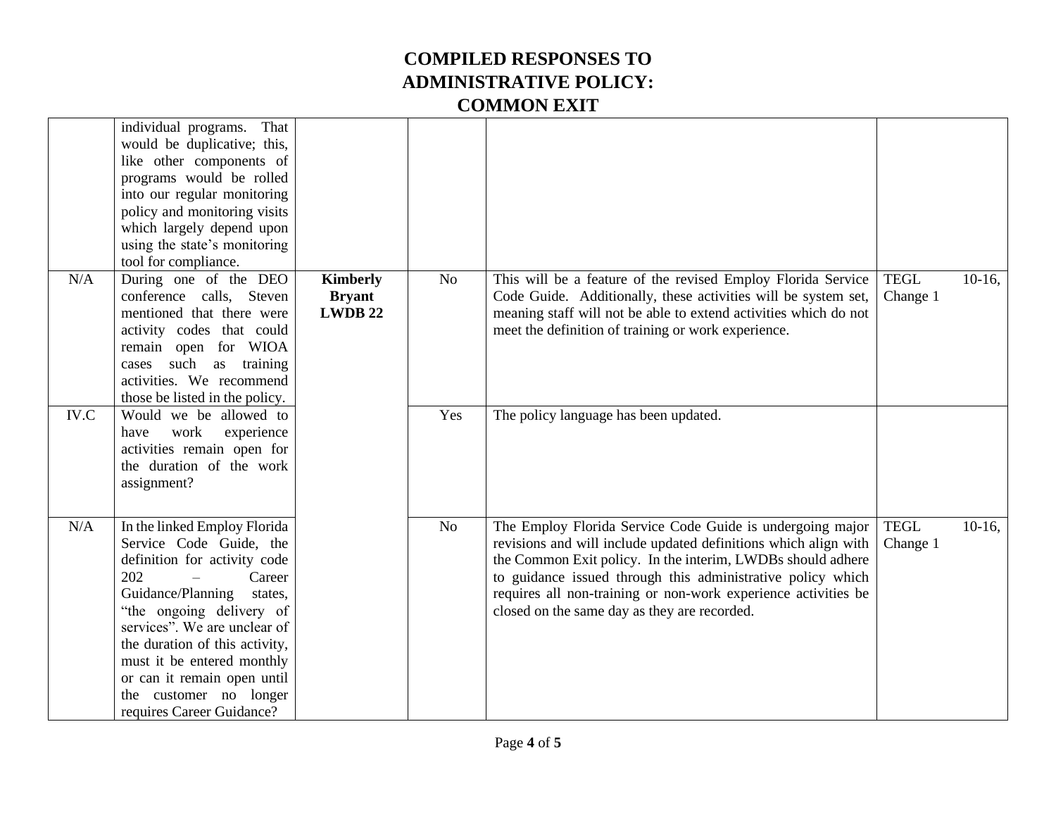# COMPILED RESPONSES TO ADMINISTRATIVE POLICY: COMMON EXIT

| | | | | | |
|---|---|---|---|---|---|
| | individual programs. That would be duplicative; this, like other components of programs would be rolled into our regular monitoring policy and monitoring visits which largely depend upon using the state's monitoring tool for compliance. | | | | |
| N/A | During one of the DEO conference calls, Steven mentioned that there were activity codes that could remain open for WIOA cases such as training activities. We recommend those be listed in the policy. | **Kimberly Bryant LWDB 22** | No | This will be a feature of the revised Employ Florida Service Code Guide. Additionally, these activities will be system set, meaning staff will not be able to extend activities which do not meet the definition of training or work experience. | TEGL 10-16, Change 1 |
| IV.C | Would we be allowed to have work experience activities remain open for the duration of the work assignment? | | Yes | The policy language has been updated. | |
| N/A | In the linked Employ Florida Service Code Guide, the definition for activity code 202 – Career Guidance/Planning states, "the ongoing delivery of services". We are unclear of the duration of this activity, must it be entered monthly or can it remain open until the customer no longer requires Career Guidance? | | No | The Employ Florida Service Code Guide is undergoing major revisions and will include updated definitions which align with the Common Exit policy. In the interim, LWDBs should adhere to guidance issued through this administrative policy which requires all non-training or non-work experience activities be closed on the same day as they are recorded. | TEGL 10-16, Change 1 |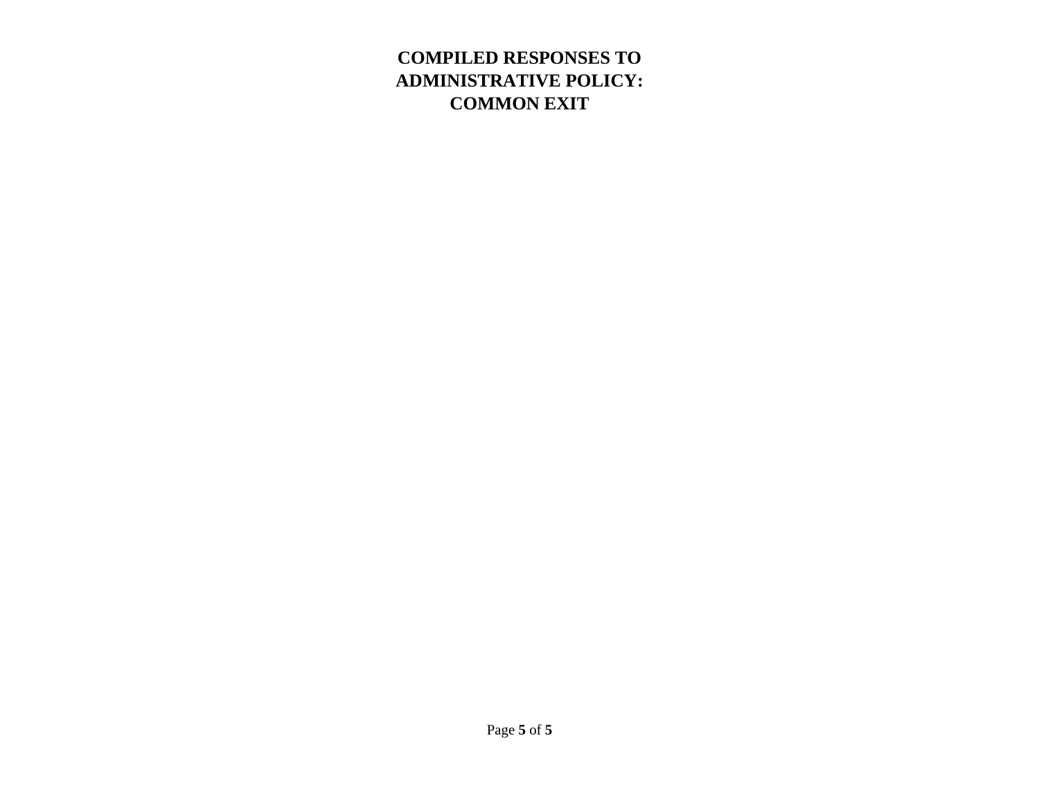**COMPILED RESPONSES TO ADMINISTRATIVE POLICY: COMMON EXIT**